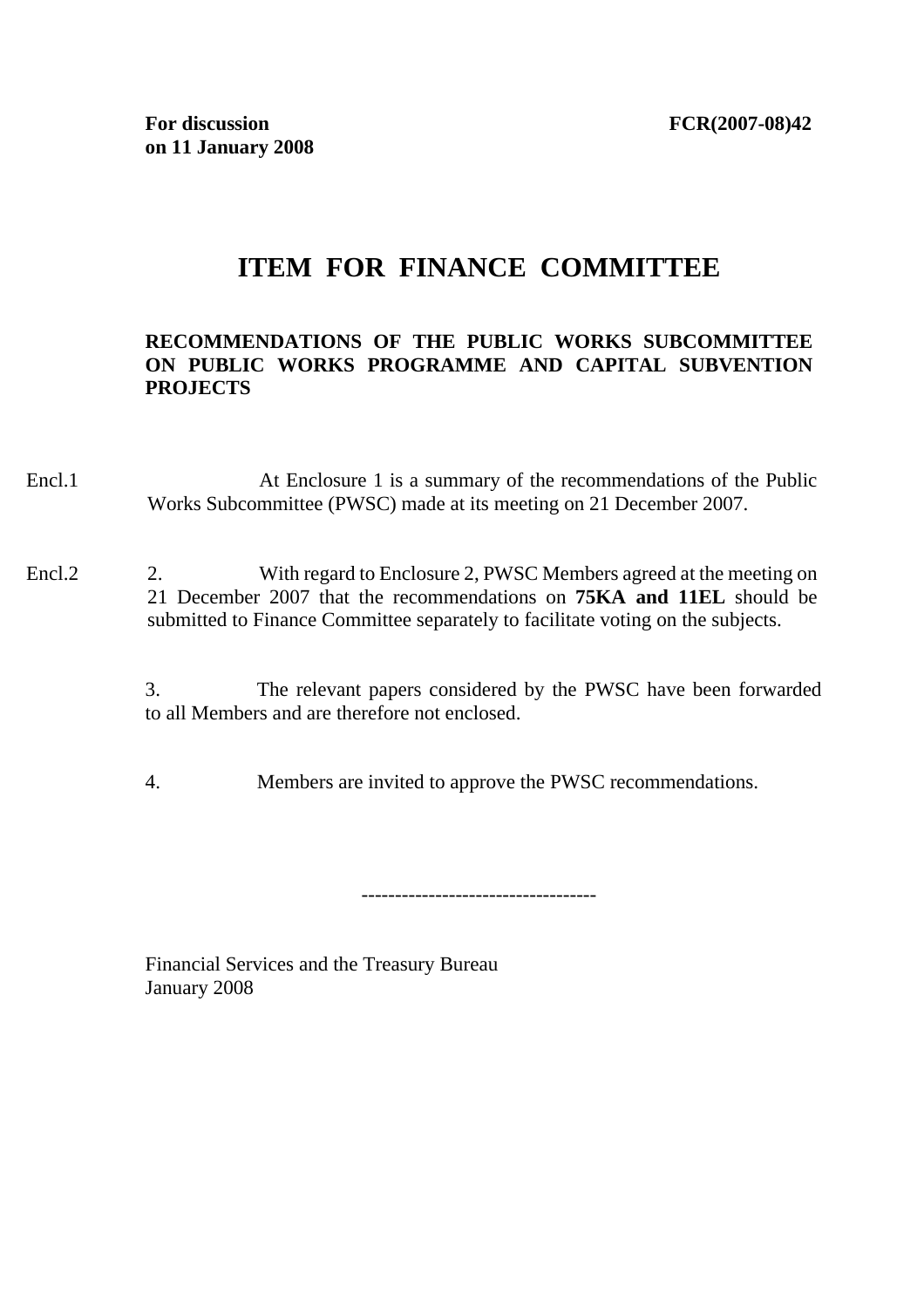**For discussion on 11 January 2008**

**FCR(2007-08)42**

# ITEM FOR FINANCE COMMITTEE

**RECOMMENDATIONS OF THE PUBLIC WORKS SUBCOMMITTEE ON PUBLIC WORKS PROGRAMME AND CAPITAL SUBVENTION PROJECTS**

Encl.1

At Enclosure 1 is a summary of the recommendations of the Public Works Subcommittee (PWSC) made at its meeting on 21 December 2007.

Encl.2

2. With regard to Enclosure 2, PWSC Members agreed at the meeting on 21 December 2007 that the recommendations on **75KA and 11EL** should be submitted to Finance Committee separately to facilitate voting on the subjects.

3. The relevant papers considered by the PWSC have been forwarded to all Members and are therefore not enclosed.

4. Members are invited to approve the PWSC recommendations.

-----------------------------------

Financial Services and the Treasury Bureau
January 2008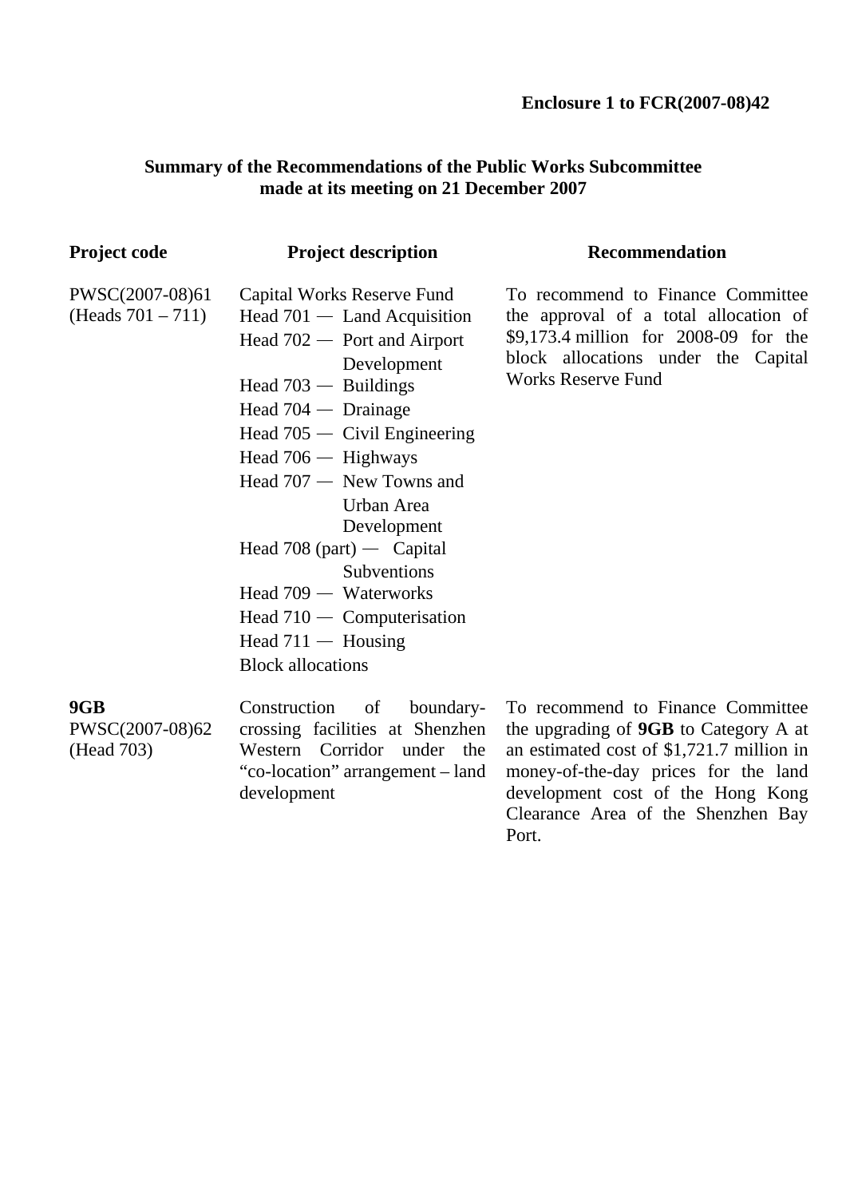**Enclosure 1 to FCR(2007-08)42**

**Summary of the Recommendations of the Public Works Subcommittee made at its meeting on 21 December 2007**

| **Project code** | **Project description** | **Recommendation** |
|---|---|---|
| PWSC(2007-08)61 (Heads 701 – 711) | Capital Works Reserve Fund<br>Head 701 — Land Acquisition<br>Head 702 — Port and Airport Development<br>Head 703 — Buildings<br>Head 704 — Drainage<br>Head 705 — Civil Engineering<br>Head 706 — Highways<br>Head 707 — New Towns and Urban Area Development<br>Head 708 (part) — Capital Subventions<br>Head 709 — Waterworks<br>Head 710 — Computerisation<br>Head 711 — Housing<br>Block allocations | To recommend to Finance Committee the approval of a total allocation of $9,173.4 million for 2008-09 for the block allocations under the Capital Works Reserve Fund |
| **9GB**<br>PWSC(2007-08)62 (Head 703) | Construction of boundary-crossing facilities at Shenzhen Western Corridor under the "co-location" arrangement – land development | To recommend to Finance Committee the upgrading of **9GB** to Category A at an estimated cost of $1,721.7 million in money-of-the-day prices for the land development cost of the Hong Kong Clearance Area of the Shenzhen Bay Port. |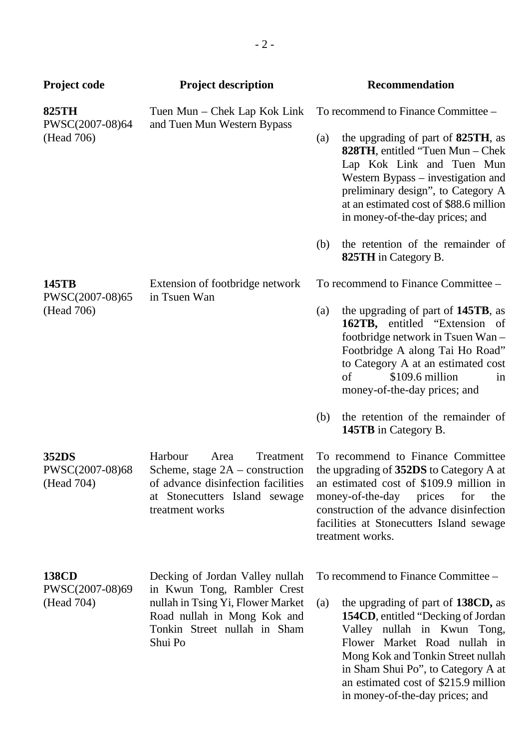| Project code | Project description | Recommendation |
|---|---|---|
| **825TH**<br>PWSC(2007-08)64<br>(Head 706) | Tuen Mun – Chek Lap Kok Link and Tuen Mun Western Bypass | To recommend to Finance Committee –<br><br>(a) the upgrading of part of **825TH**, as **828TH**, entitled "Tuen Mun – Chek Lap Kok Link and Tuen Mun Western Bypass – investigation and preliminary design", to Category A at an estimated cost of $88.6 million in money-of-the-day prices; and<br><br>(b) the retention of the remainder of **825TH** in Category B. |
| **145TB**<br>PWSC(2007-08)65<br>(Head 706) | Extension of footbridge network in Tsuen Wan | To recommend to Finance Committee –<br><br>(a) the upgrading of part of **145TB**, as **162TB,** entitled "Extension of footbridge network in Tsuen Wan – Footbridge A along Tai Ho Road" to Category A at an estimated cost of $109.6 million in money-of-the-day prices; and<br><br>(b) the retention of the remainder of **145TB** in Category B. |
| **352DS**<br>PWSC(2007-08)68<br>(Head 704) | Harbour Area Treatment Scheme, stage 2A – construction of advance disinfection facilities at Stonecutters Island sewage treatment works | To recommend to Finance Committee the upgrading of **352DS** to Category A at an estimated cost of $109.9 million in money-of-the-day prices for the construction of the advance disinfection facilities at Stonecutters Island sewage treatment works. |
| **138CD**<br>PWSC(2007-08)69<br>(Head 704) | Decking of Jordan Valley nullah in Kwun Tong, Rambler Crest nullah in Tsing Yi, Flower Market Road nullah in Mong Kok and Tonkin Street nullah in Sham Shui Po | To recommend to Finance Committee –<br><br>(a) the upgrading of part of **138CD,** as **154CD**, entitled "Decking of Jordan Valley nullah in Kwun Tong, Flower Market Road nullah in Mong Kok and Tonkin Street nullah in Sham Shui Po", to Category A at an estimated cost of $215.9 million in money-of-the-day prices; and |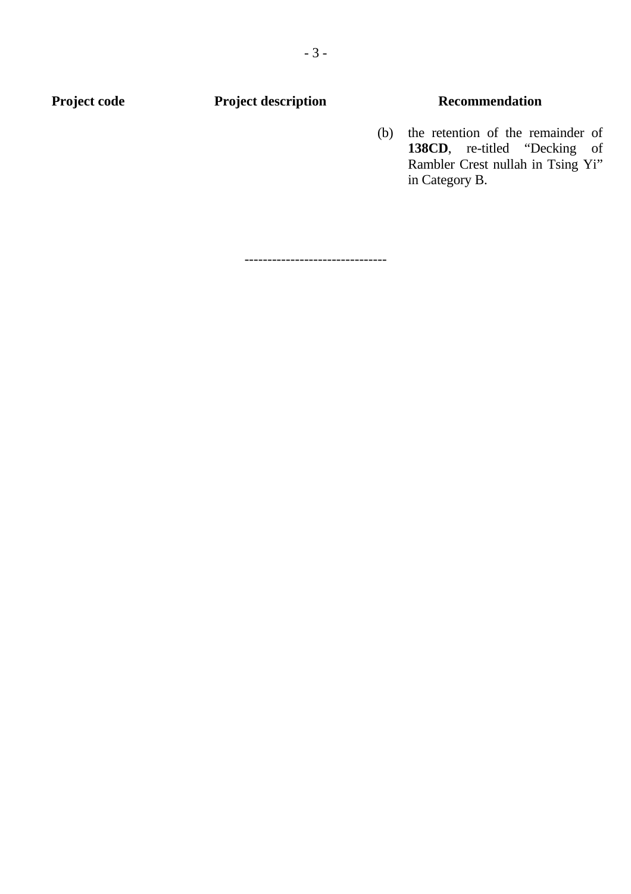| Project code | Project description | Recommendation |
| --- | --- | --- |
| | | (b) the retention of the remainder of **138CD**, re-titled "Decking of Rambler Crest nullah in Tsing Yi" in Category B. |

------------------------------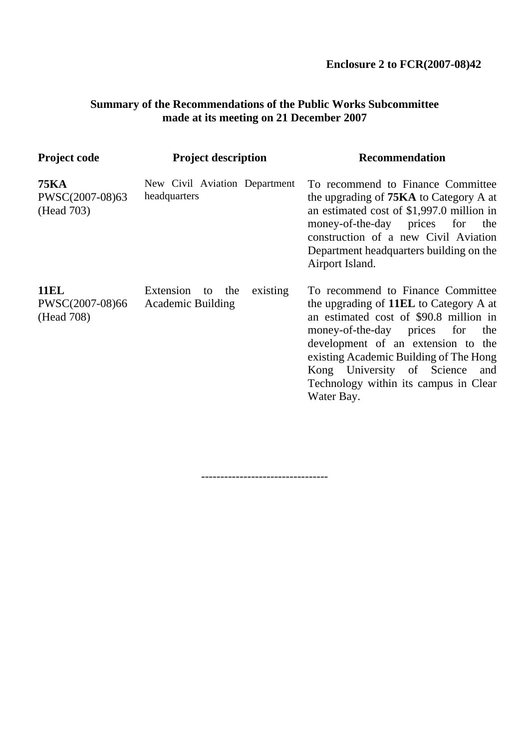**Enclosure 2 to FCR(2007-08)42**

## Summary of the Recommendations of the Public Works Subcommittee made at its meeting on 21 December 2007

| Project code | Project description | Recommendation |
|---|---|---|
| **75KA**<br>PWSC(2007-08)63<br>(Head 703) | New Civil Aviation Department headquarters | To recommend to Finance Committee the upgrading of **75KA** to Category A at an estimated cost of $1,997.0 million in money-of-the-day prices for the construction of a new Civil Aviation Department headquarters building on the Airport Island. |
| **11EL**<br>PWSC(2007-08)66<br>(Head 708) | Extension to the existing Academic Building | To recommend to Finance Committee the upgrading of **11EL** to Category A at an estimated cost of $90.8 million in money-of-the-day prices for the development of an extension to the existing Academic Building of The Hong Kong University of Science and Technology within its campus in Clear Water Bay. |

--------------------------------